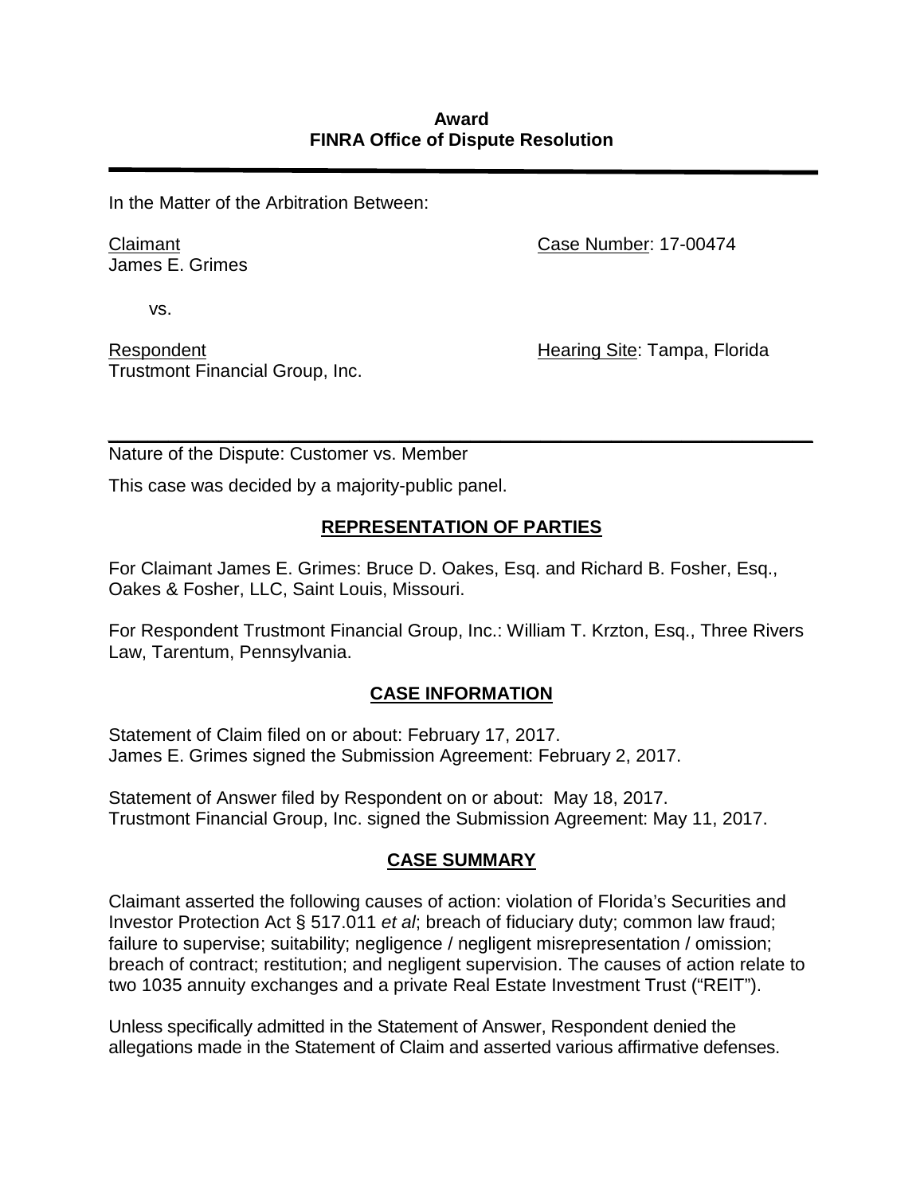**Award**
**FINRA Office of Dispute Resolution**

---

In the Matter of the Arbitration Between:

Claimant
James E. Grimes

Case Number: 17-00474

vs.

Respondent
Trustmont Financial Group, Inc.

Hearing Site: Tampa, Florida

---

Nature of the Dispute: Customer vs. Member

This case was decided by a majority-public panel.

## REPRESENTATION OF PARTIES

For Claimant James E. Grimes: Bruce D. Oakes, Esq. and Richard B. Fosher, Esq., Oakes & Fosher, LLC, Saint Louis, Missouri.

For Respondent Trustmont Financial Group, Inc.: William T. Krzton, Esq., Three Rivers Law, Tarentum, Pennsylvania.

## CASE INFORMATION

Statement of Claim filed on or about: February 17, 2017.
James E. Grimes signed the Submission Agreement: February 2, 2017.

Statement of Answer filed by Respondent on or about: May 18, 2017.
Trustmont Financial Group, Inc. signed the Submission Agreement: May 11, 2017.

## CASE SUMMARY

Claimant asserted the following causes of action: violation of Florida's Securities and Investor Protection Act § 517.011 *et al*; breach of fiduciary duty; common law fraud; failure to supervise; suitability; negligence / negligent misrepresentation / omission; breach of contract; restitution; and negligent supervision. The causes of action relate to two 1035 annuity exchanges and a private Real Estate Investment Trust ("REIT").

Unless specifically admitted in the Statement of Answer, Respondent denied the allegations made in the Statement of Claim and asserted various affirmative defenses.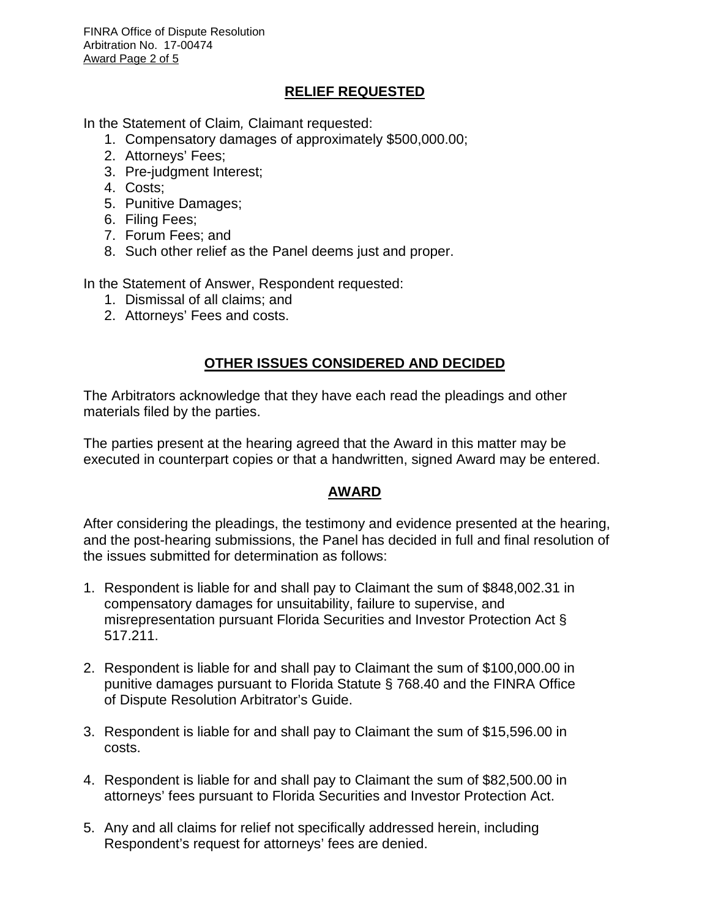## RELIEF REQUESTED

In the Statement of Claim*,* Claimant requested:

1. Compensatory damages of approximately $500,000.00;
2. Attorneys' Fees;
3. Pre-judgment Interest;
4. Costs;
5. Punitive Damages;
6. Filing Fees;
7. Forum Fees; and
8. Such other relief as the Panel deems just and proper.

In the Statement of Answer, Respondent requested:

1. Dismissal of all claims; and
2. Attorneys' Fees and costs.

## OTHER ISSUES CONSIDERED AND DECIDED

The Arbitrators acknowledge that they have each read the pleadings and other materials filed by the parties.

The parties present at the hearing agreed that the Award in this matter may be executed in counterpart copies or that a handwritten, signed Award may be entered.

## AWARD

After considering the pleadings, the testimony and evidence presented at the hearing, and the post-hearing submissions, the Panel has decided in full and final resolution of the issues submitted for determination as follows:

1. Respondent is liable for and shall pay to Claimant the sum of $848,002.31 in compensatory damages for unsuitability, failure to supervise, and misrepresentation pursuant Florida Securities and Investor Protection Act § 517.211.

2. Respondent is liable for and shall pay to Claimant the sum of $100,000.00 in punitive damages pursuant to Florida Statute § 768.40 and the FINRA Office of Dispute Resolution Arbitrator's Guide.

3. Respondent is liable for and shall pay to Claimant the sum of $15,596.00 in costs.

4. Respondent is liable for and shall pay to Claimant the sum of $82,500.00 in attorneys' fees pursuant to Florida Securities and Investor Protection Act.

5. Any and all claims for relief not specifically addressed herein, including Respondent's request for attorneys' fees are denied.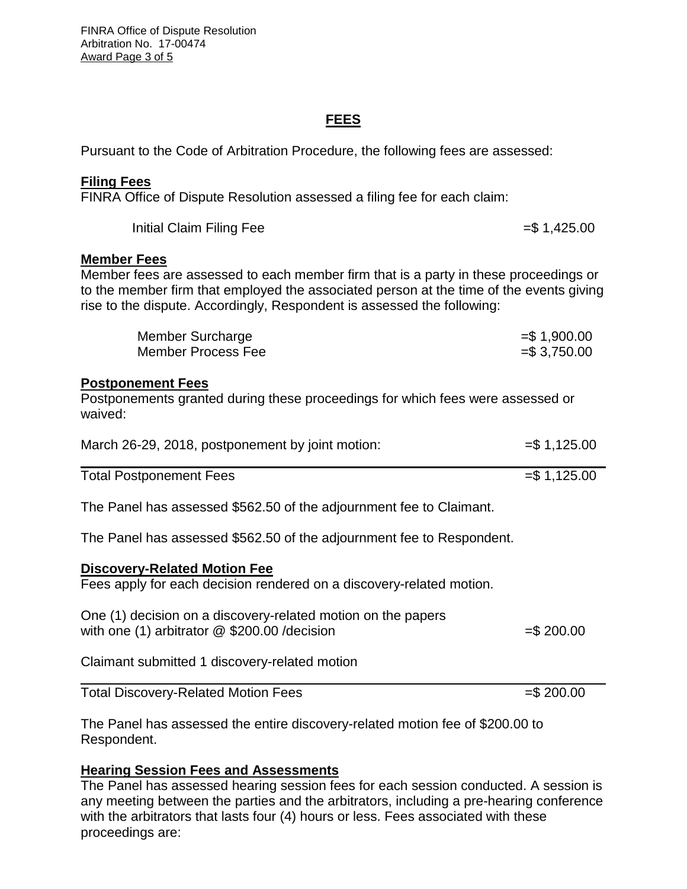## FEES

Pursuant to the Code of Arbitration Procedure, the following fees are assessed:

**Filing Fees**

FINRA Office of Dispute Resolution assessed a filing fee for each claim:

| | |
|---|---|
| Initial Claim Filing Fee | =$ 1,425.00 |

**Member Fees**

Member fees are assessed to each member firm that is a party in these proceedings or to the member firm that employed the associated person at the time of the events giving rise to the dispute. Accordingly, Respondent is assessed the following:

| | |
|---|---|
| Member Surcharge | =$ 1,900.00 |
| Member Process Fee | =$ 3,750.00 |

**Postponement Fees**

Postponements granted during these proceedings for which fees were assessed or waived:

| | |
|---|---|
| March 26-29, 2018, postponement by joint motion: | =$ 1,125.00 |
| Total Postponement Fees | =$ 1,125.00 |

The Panel has assessed $562.50 of the adjournment fee to Claimant.

The Panel has assessed $562.50 of the adjournment fee to Respondent.

**Discovery-Related Motion Fee**

Fees apply for each decision rendered on a discovery-related motion.

| | |
|---|---|
| One (1) decision on a discovery-related motion on the papers with one (1) arbitrator @ $200.00 /decision | =$ 200.00 |

Claimant submitted 1 discovery-related motion

| | |
|---|---|
| Total Discovery-Related Motion Fees | =$ 200.00 |

The Panel has assessed the entire discovery-related motion fee of $200.00 to Respondent.

**Hearing Session Fees and Assessments**

The Panel has assessed hearing session fees for each session conducted. A session is any meeting between the parties and the arbitrators, including a pre-hearing conference with the arbitrators that lasts four (4) hours or less. Fees associated with these proceedings are: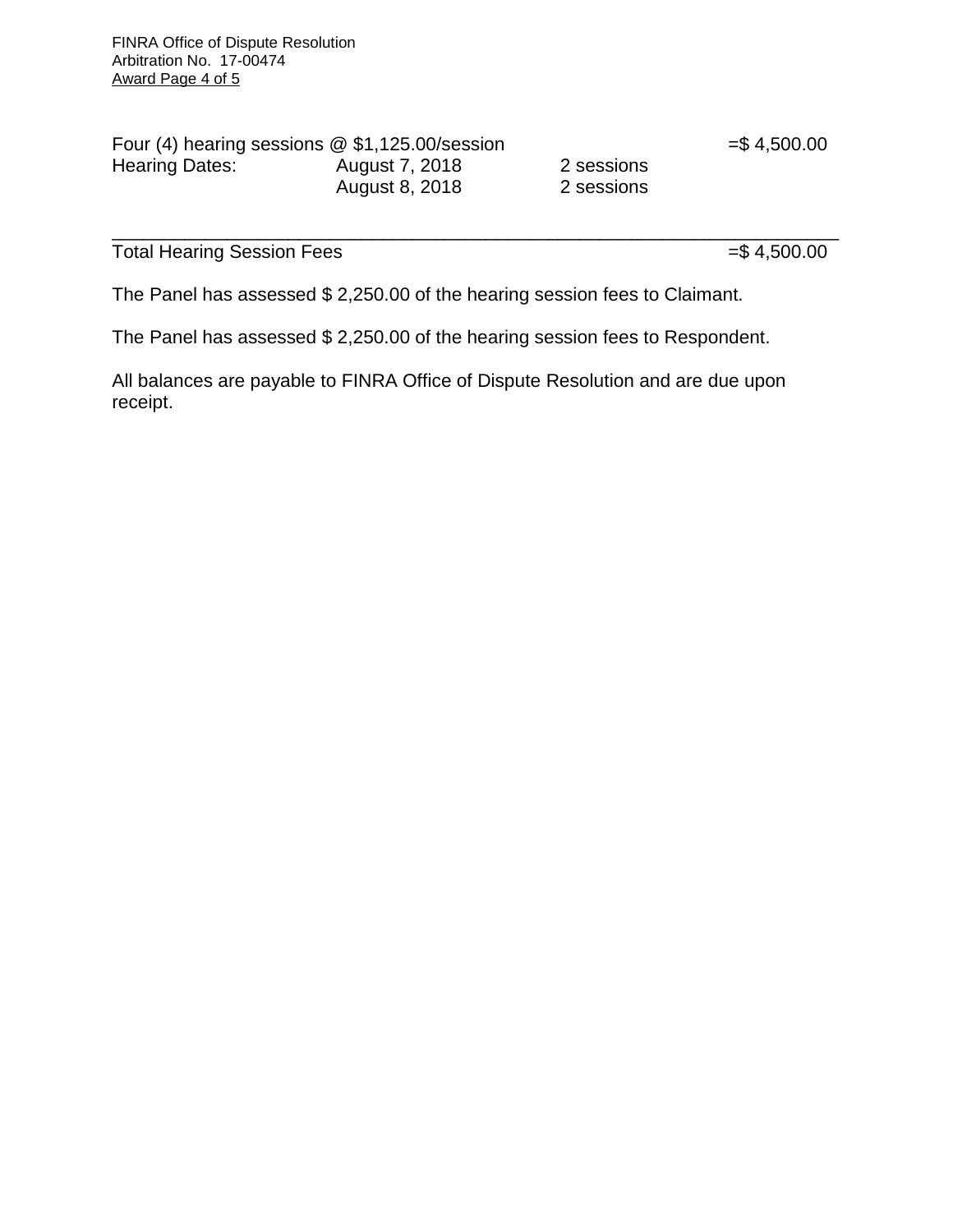| Four (4) hearing sessions @ $1,125.00/session | | | =$ 4,500.00 |
|---|---|---|---|
| Hearing Dates: | August 7, 2018 | 2 sessions | |
| | August 8, 2018 | 2 sessions | |

| Total Hearing Session Fees | =$ 4,500.00 |
|---|---|

The Panel has assessed $ 2,250.00 of the hearing session fees to Claimant.

The Panel has assessed $ 2,250.00 of the hearing session fees to Respondent.

All balances are payable to FINRA Office of Dispute Resolution and are due upon receipt.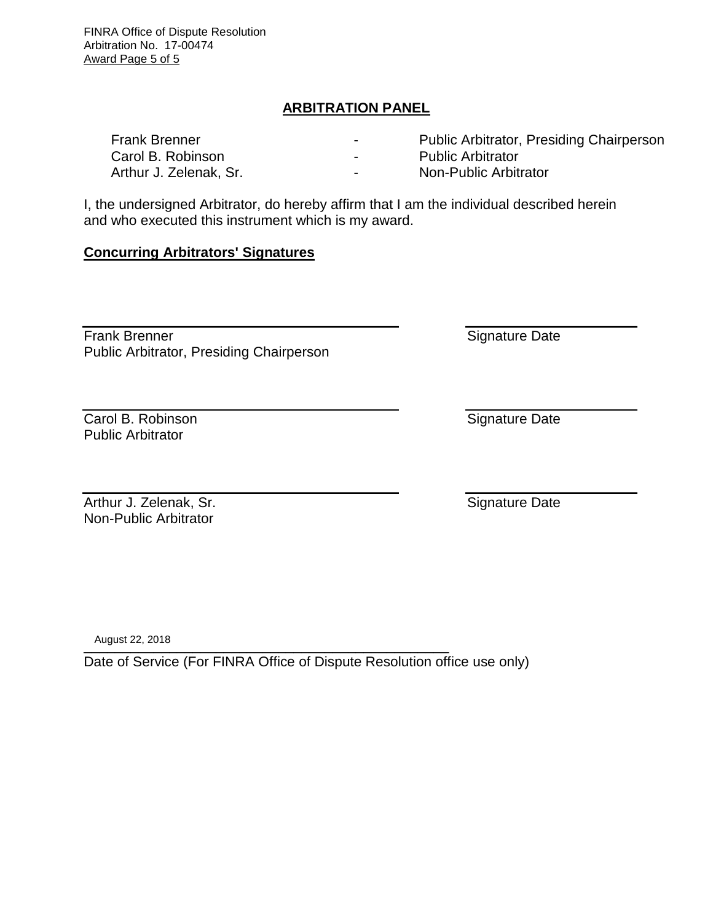## ARBITRATION PANEL

| | | |
|---|---|---|
| Frank Brenner | - | Public Arbitrator, Presiding Chairperson |
| Carol B. Robinson | - | Public Arbitrator |
| Arthur J. Zelenak, Sr. | - | Non-Public Arbitrator |

I, the undersigned Arbitrator, do hereby affirm that I am the individual described herein and who executed this instrument which is my award.

**Concurring Arbitrators' Signatures**

\_\_\_\_\_\_\_\_\_\_\_\_\_\_\_\_\_\_\_\_\_\_\_\_\_\_\_\_\_\_\_\_\_\_\_\_\_\_ \_\_\_\_\_\_\_\_\_\_\_\_\_\_\_\_\_\_\_\_
Frank Brenner — Signature Date
Public Arbitrator, Presiding Chairperson

\_\_\_\_\_\_\_\_\_\_\_\_\_\_\_\_\_\_\_\_\_\_\_\_\_\_\_\_\_\_\_\_\_\_\_\_\_\_ \_\_\_\_\_\_\_\_\_\_\_\_\_\_\_\_\_\_\_\_
Carol B. Robinson — Signature Date
Public Arbitrator

\_\_\_\_\_\_\_\_\_\_\_\_\_\_\_\_\_\_\_\_\_\_\_\_\_\_\_\_\_\_\_\_\_\_\_\_\_\_ \_\_\_\_\_\_\_\_\_\_\_\_\_\_\_\_\_\_\_\_
Arthur J. Zelenak, Sr. — Signature Date
Non-Public Arbitrator

August 22, 2018
\_\_\_\_\_\_\_\_\_\_\_\_\_\_\_\_\_\_\_\_\_\_\_\_\_\_\_\_\_\_\_\_\_\_\_\_\_\_\_\_\_\_\_\_\_\_\_\_
Date of Service (For FINRA Office of Dispute Resolution office use only)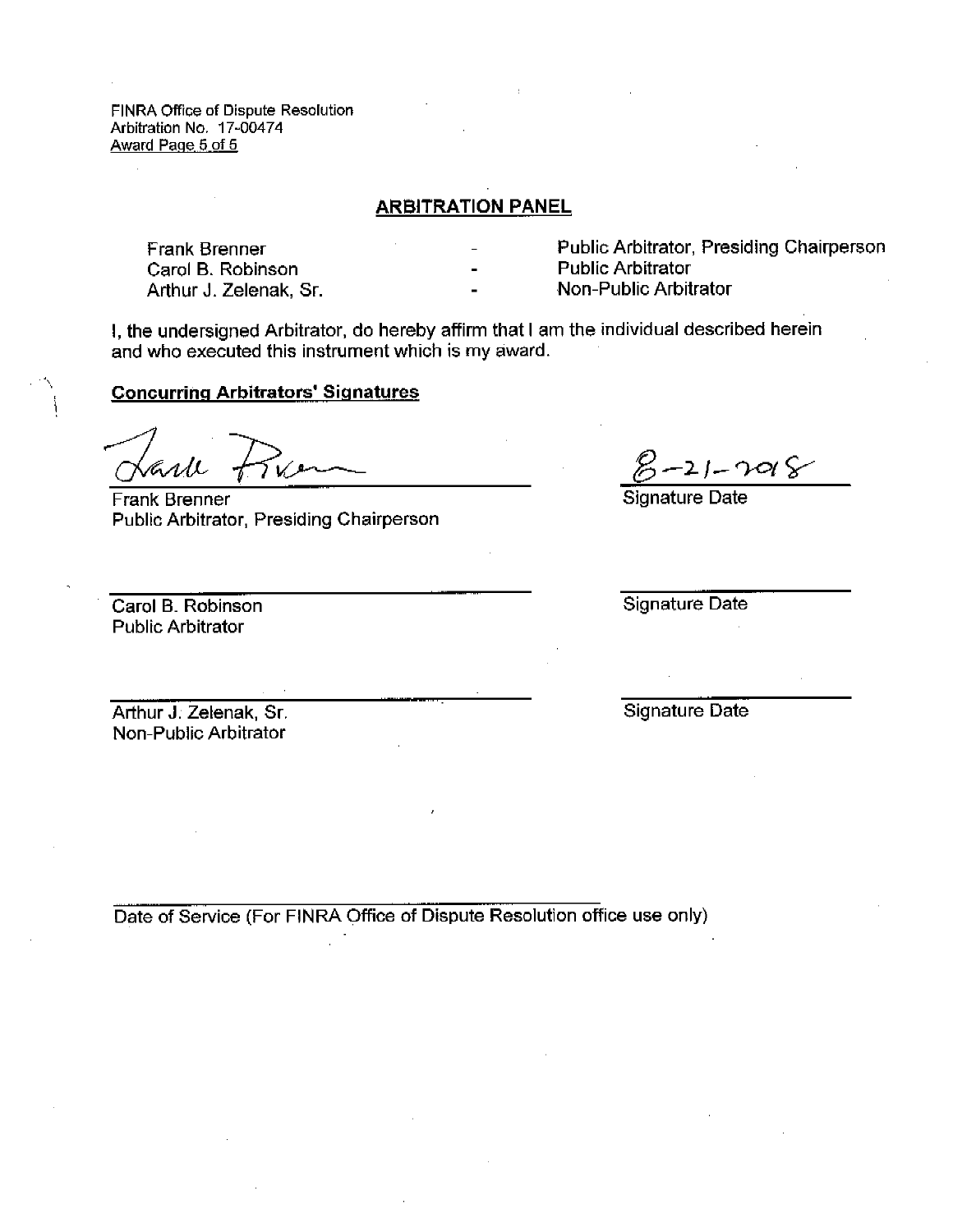FINRA Office of Dispute Resolution
Arbitration No. 17-00474
Award Page 5 of 5

## ARBITRATION PANEL

| | | |
|---|---|---|
| Frank Brenner | - | Public Arbitrator, Presiding Chairperson |
| Carol B. Robinson | - | Public Arbitrator |
| Arthur J. Zelenak, Sr. | - | Non-Public Arbitrator |

I, the undersigned Arbitrator, do hereby affirm that I am the individual described herein and who executed this instrument which is my award.

**Concurring Arbitrators' Signatures**

Frank Brenner
Public Arbitrator, Presiding Chairperson

8-21-2018
Signature Date

Carol B. Robinson
Public Arbitrator

Signature Date

Arthur J. Zelenak, Sr.
Non-Public Arbitrator

Signature Date

Date of Service (For FINRA Office of Dispute Resolution office use only)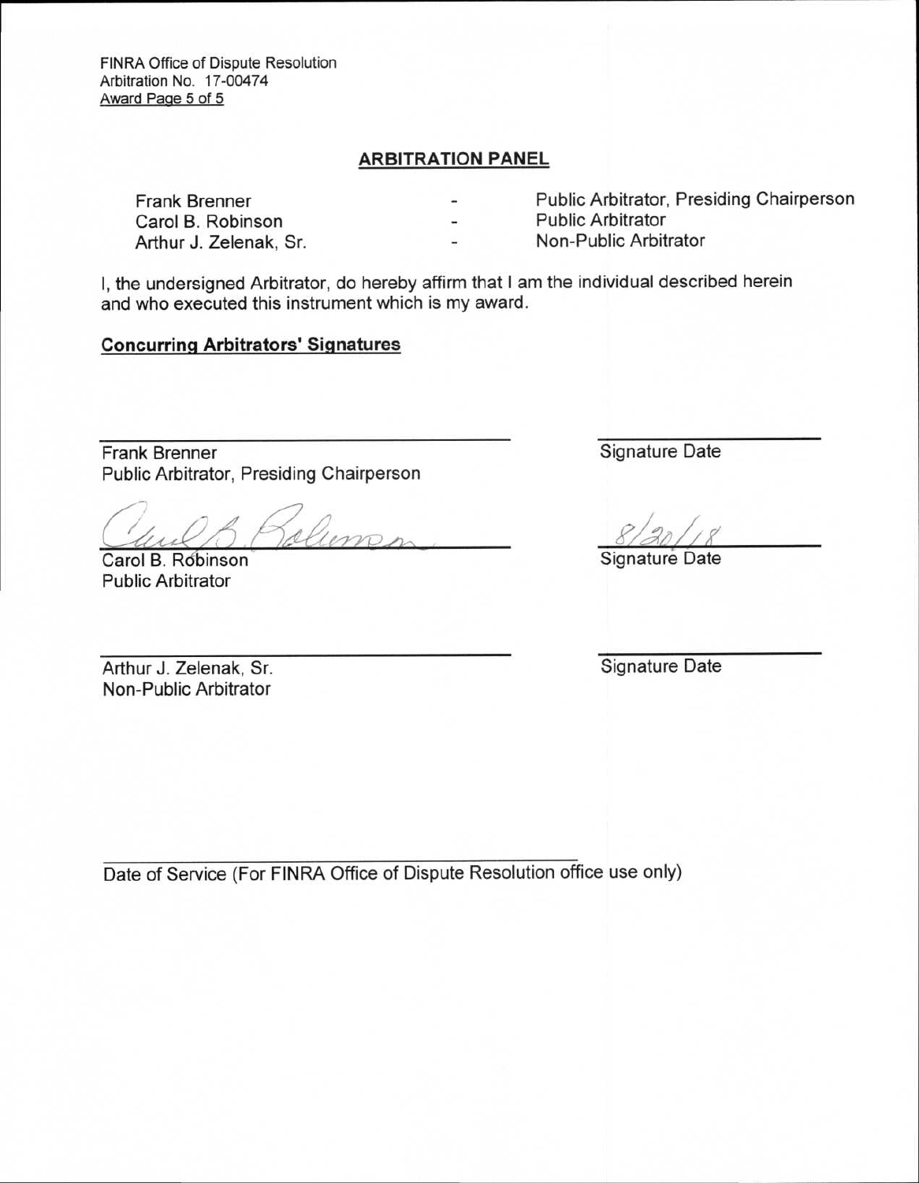FINRA Office of Dispute Resolution
Arbitration No. 17-00474

## ARBITRATION PANEL

| | | |
|---|---|---|
| Frank Brenner | - | Public Arbitrator, Presiding Chairperson |
| Carol B. Robinson | - | Public Arbitrator |
| Arthur J. Zelenak, Sr. | - | Non-Public Arbitrator |

I, the undersigned Arbitrator, do hereby affirm that I am the individual described herein and who executed this instrument which is my award.

**Concurring Arbitrators' Signatures**

\_\_\_\_\_\_\_\_\_\_\_\_\_\_\_\_\_\_\_\_\_\_\_\_\_\_\_\_\_\_ \_\_\_\_\_\_\_\_\_\_\_\_\_\_\_\_
Frank Brenner — Signature Date
Public Arbitrator, Presiding Chairperson

Carol B. Robinson (signature) — 8/20/18
Carol B. Robinson — Signature Date
Public Arbitrator

\_\_\_\_\_\_\_\_\_\_\_\_\_\_\_\_\_\_\_\_\_\_\_\_\_\_\_\_\_\_ \_\_\_\_\_\_\_\_\_\_\_\_\_\_\_\_
Arthur J. Zelenak, Sr. — Signature Date
Non-Public Arbitrator

\_\_\_\_\_\_\_\_\_\_\_\_\_\_\_\_\_\_\_\_\_\_\_\_\_\_\_\_\_\_
Date of Service (For FINRA Office of Dispute Resolution office use only)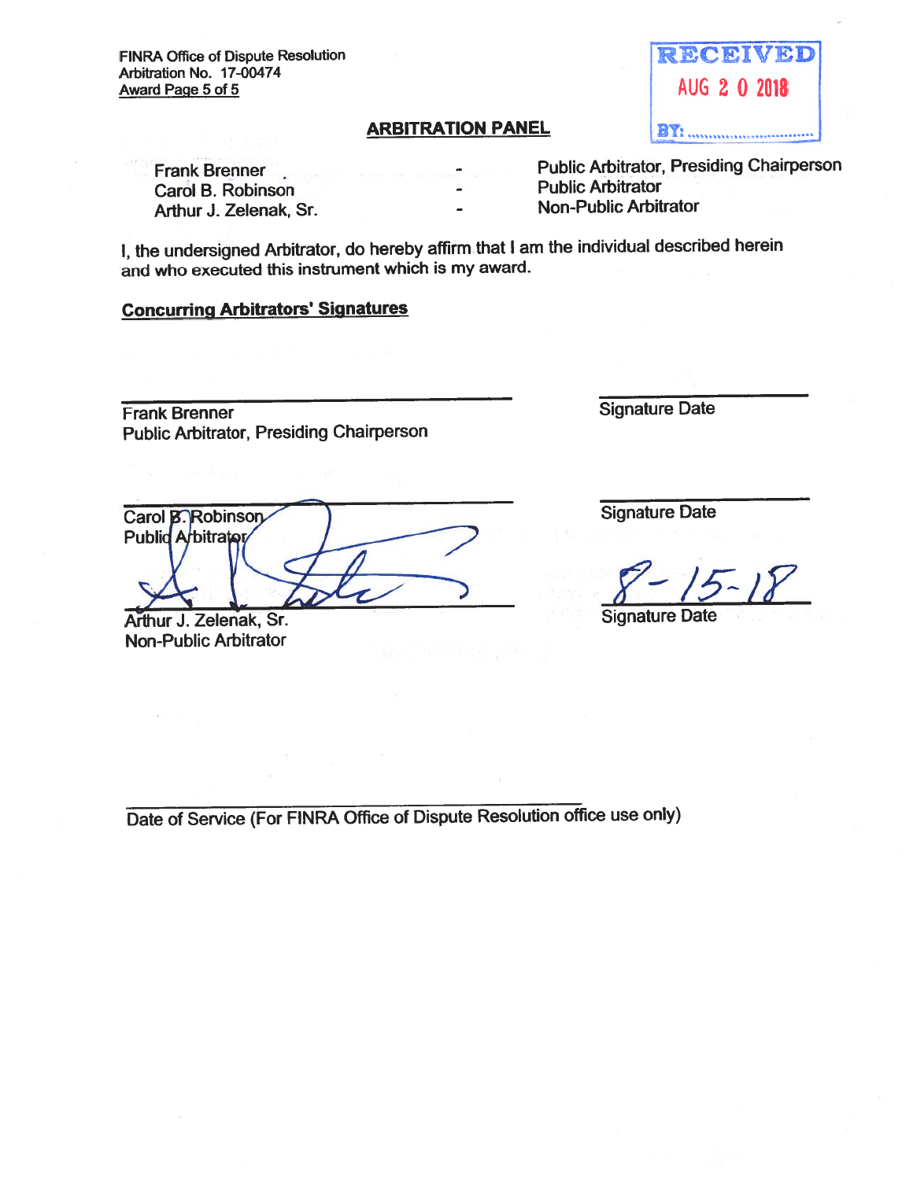FINRA Office of Dispute Resolution
Arbitration No. 17-00474

RECEIVED
AUG 2 0 2018
BY: ..........................

## ARBITRATION PANEL

| | | |
|---|---|---|
| Frank Brenner | - | Public Arbitrator, Presiding Chairperson |
| Carol B. Robinson | - | Public Arbitrator |
| Arthur J. Zelenak, Sr. | - | Non-Public Arbitrator |

I, the undersigned Arbitrator, do hereby affirm that I am the individual described herein and who executed this instrument which is my award.

**Concurring Arbitrators' Signatures**

______________________________ ______________________
Frank Brenner Signature Date
Public Arbitrator, Presiding Chairperson

______________________________ ______________________
Carol B. Robinson Signature Date
Public Arbitrator

______________________________ 8-15-18
Arthur J. Zelenak, Sr. Signature Date
Non-Public Arbitrator

______________________________
Date of Service (For FINRA Office of Dispute Resolution office use only)